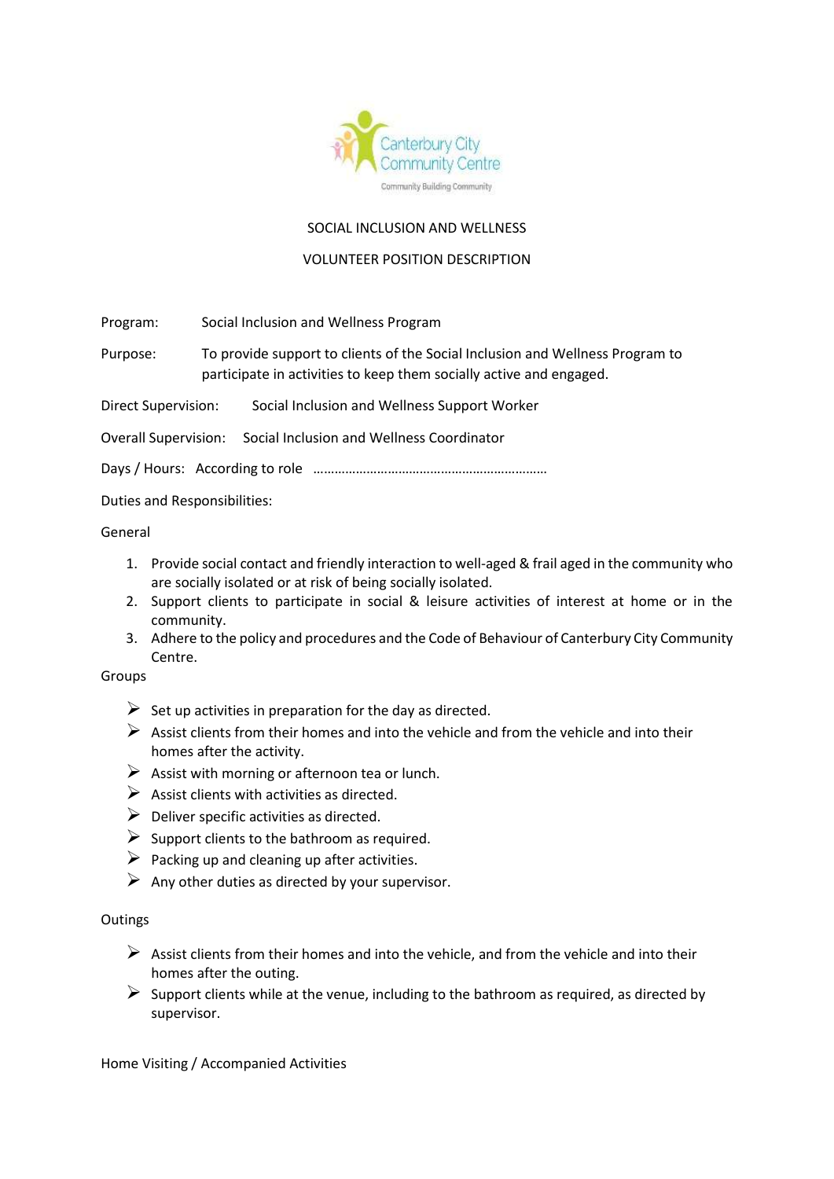Canterbury City Community Centre

Community Building Community

# SOCIAL INCLUSION AND WELLNESS

## VOLUNTEER POSITION DESCRIPTION

Program: Social Inclusion and Wellness Program

Purpose: To provide support to clients of the Social Inclusion and Wellness Program to participate in activities to keep them socially active and engaged.

Direct Supervision: Social Inclusion and Wellness Support Worker

Overall Supervision: Social Inclusion and Wellness Coordinator

Days / Hours: According to role ………………………………………………………

Duties and Responsibilities:

General

1. Provide social contact and friendly interaction to well-aged & frail aged in the community who are socially isolated or at risk of being socially isolated.
2. Support clients to participate in social & leisure activities of interest at home or in the community.
3. Adhere to the policy and procedures and the Code of Behaviour of Canterbury City Community Centre.

Groups

- Set up activities in preparation for the day as directed.
- Assist clients from their homes and into the vehicle and from the vehicle and into their homes after the activity.
- Assist with morning or afternoon tea or lunch.
- Assist clients with activities as directed.
- Deliver specific activities as directed.
- Support clients to the bathroom as required.
- Packing up and cleaning up after activities.
- Any other duties as directed by your supervisor.

Outings

- Assist clients from their homes and into the vehicle, and from the vehicle and into their homes after the outing.
- Support clients while at the venue, including to the bathroom as required, as directed by supervisor.

Home Visiting / Accompanied Activities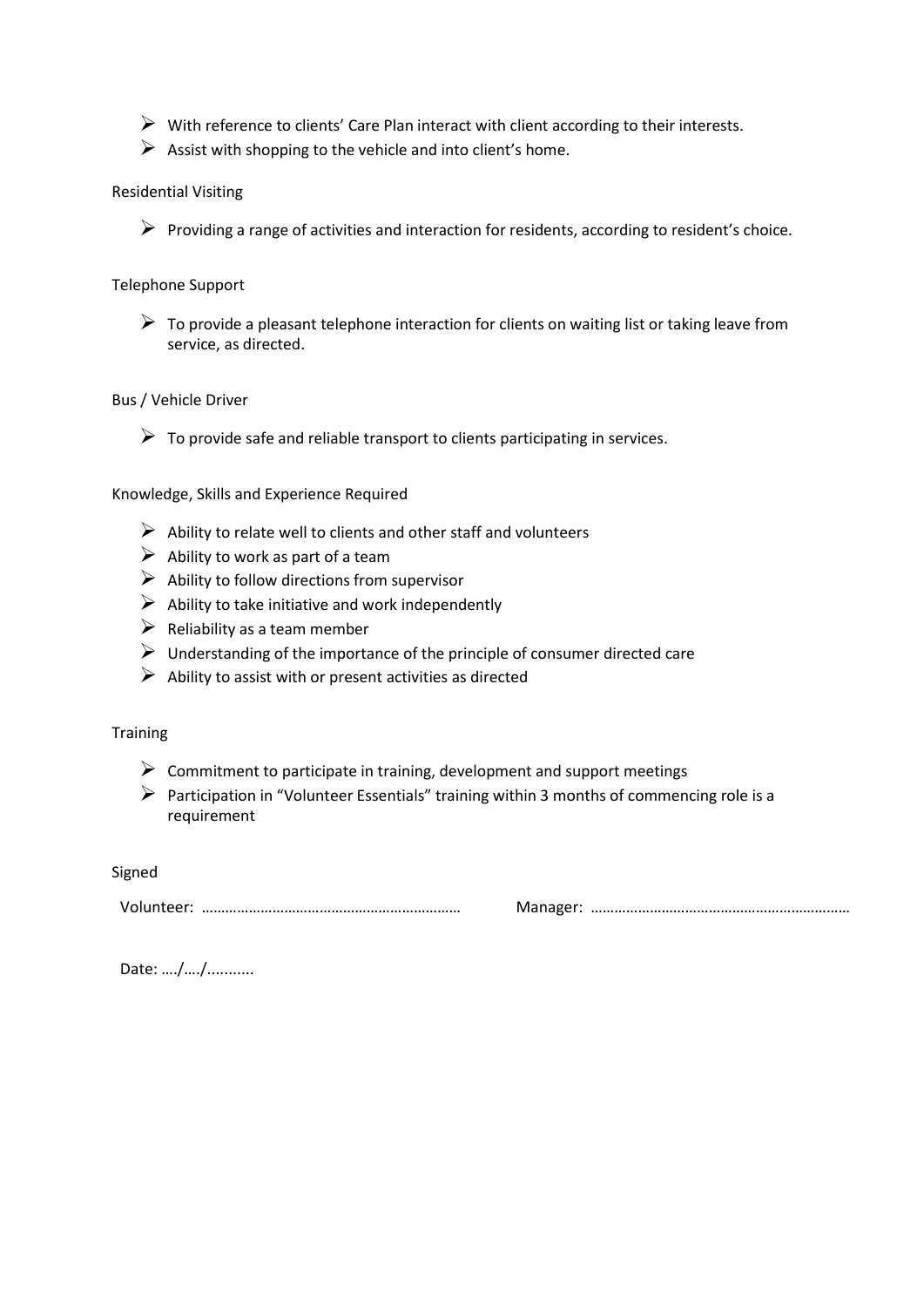- With reference to clients' Care Plan interact with client according to their interests.
- Assist with shopping to the vehicle and into client's home.

Residential Visiting

- Providing a range of activities and interaction for residents, according to resident's choice.

Telephone Support

- To provide a pleasant telephone interaction for clients on waiting list or taking leave from service, as directed.

Bus / Vehicle Driver

- To provide safe and reliable transport to clients participating in services.

Knowledge, Skills and Experience Required

- Ability to relate well to clients and other staff and volunteers
- Ability to work as part of a team
- Ability to follow directions from supervisor
- Ability to take initiative and work independently
- Reliability as a team member
- Understanding of the importance of the principle of consumer directed care
- Ability to assist with or present activities as directed

Training

- Commitment to participate in training, development and support meetings
- Participation in "Volunteer Essentials" training within 3 months of commencing role is a requirement

Signed

Volunteer: ………………………………………………………… Manager: …………………………………………………………

Date: …./…./..........